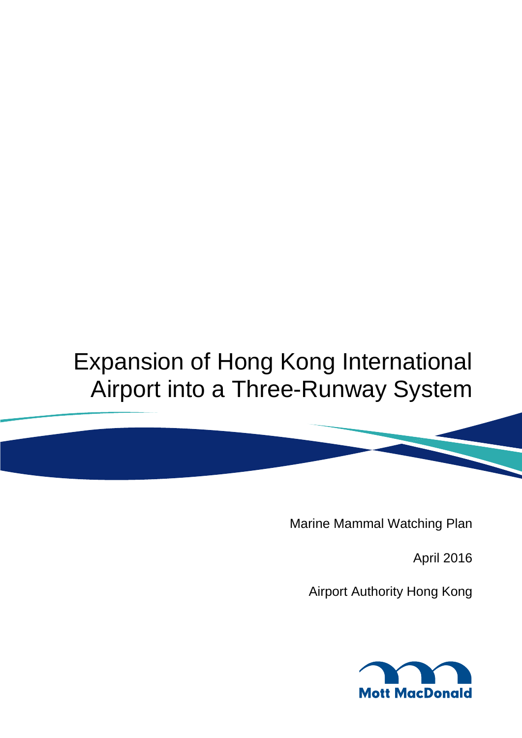# Expansion of Hong Kong International Airport into a Three-Runway System

Marine Mammal Watching Plan

April 2016

Airport Authority Hong Kong

Mott MacDonald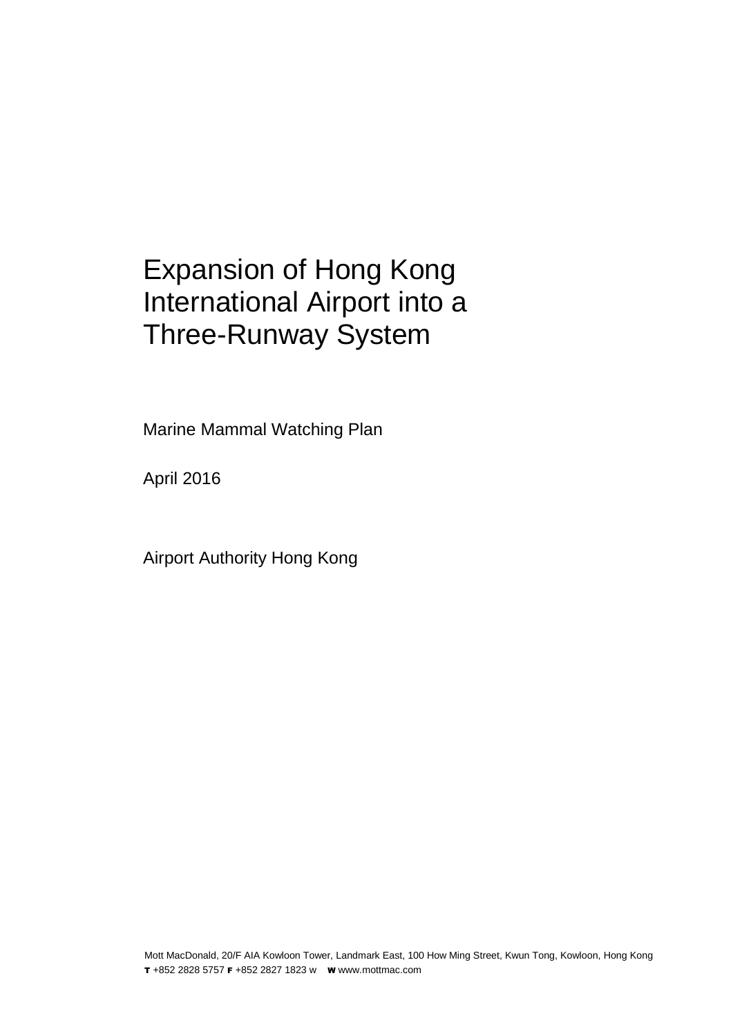# Expansion of Hong Kong International Airport into a Three-Runway System

Marine Mammal Watching Plan

April 2016

Airport Authority Hong Kong

Mott MacDonald, 20/F AIA Kowloon Tower, Landmark East, 100 How Ming Street, Kwun Tong, Kowloon, Hong Kong
**T** +852 2828 5757 **F** +852 2827 1823 w **W** www.mottmac.com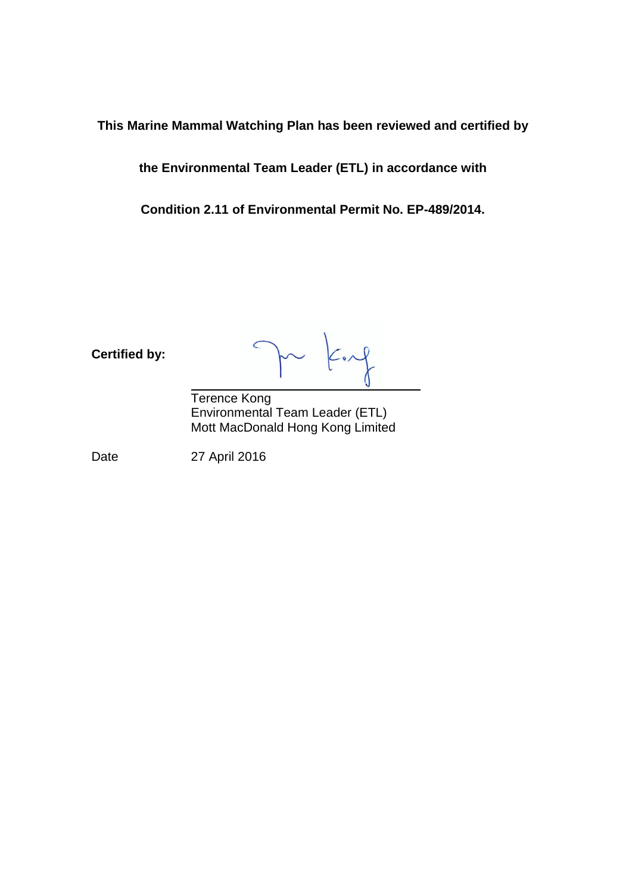**This Marine Mammal Watching Plan has been reviewed and certified by**

**the Environmental Team Leader (ETL) in accordance with**

**Condition 2.11 of Environmental Permit No. EP-489/2014.**

**Certified by:**

\_\_\_\_\_\_\_\_\_\_\_\_\_\_\_\_\_\_\_\_\_\_\_\_\_\_\_\_\_\_\_\_\_\_\_\_

Terence Kong
Environmental Team Leader (ETL)
Mott MacDonald Hong Kong Limited

Date 27 April 2016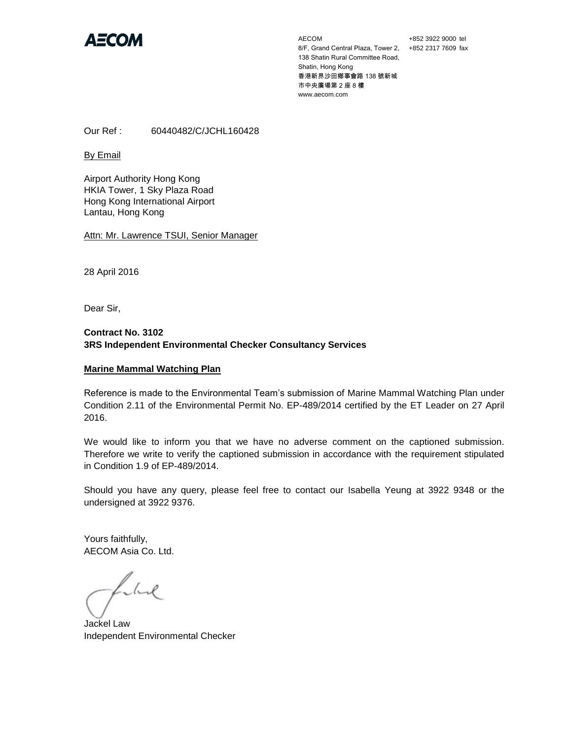AECOM

AECOM
8/F, Grand Central Plaza, Tower 2,
138 Shatin Rural Committee Road,
Shatin, Hong Kong
香港新界沙田鄉事會路 138 號新城
市中央廣場第 2 座 8 樓
www.aecom.com

+852 3922 9000 tel
+852 2317 7609 fax

Our Ref : 60440482/C/JCHL160428

By Email

Airport Authority Hong Kong
HKIA Tower, 1 Sky Plaza Road
Hong Kong International Airport
Lantau, Hong Kong

Attn: Mr. Lawrence TSUI, Senior Manager

28 April 2016

Dear Sir,

**Contract No. 3102**
**3RS Independent Environmental Checker Consultancy Services**

**Marine Mammal Watching Plan**

Reference is made to the Environmental Team's submission of Marine Mammal Watching Plan under Condition 2.11 of the Environmental Permit No. EP-489/2014 certified by the ET Leader on 27 April 2016.

We would like to inform you that we have no adverse comment on the captioned submission. Therefore we write to verify the captioned submission in accordance with the requirement stipulated in Condition 1.9 of EP-489/2014.

Should you have any query, please feel free to contact our Isabella Yeung at 3922 9348 or the undersigned at 3922 9376.

Yours faithfully,
AECOM Asia Co. Ltd.

Jackel Law
Independent Environmental Checker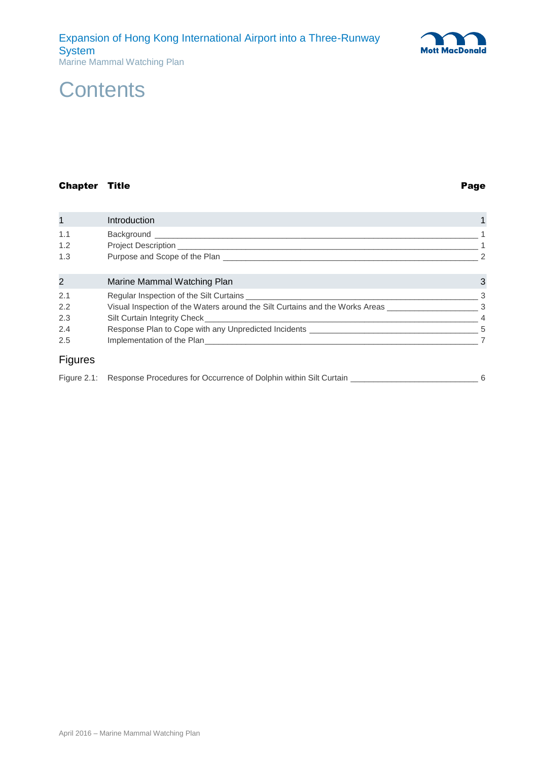# Contents

| Chapter | Title | Page |
|---|---|---|
| 1 | Introduction | 1 |
| 1.1 | Background | 1 |
| 1.2 | Project Description | 1 |
| 1.3 | Purpose and Scope of the Plan | 2 |
| 2 | Marine Mammal Watching Plan | 3 |
| 2.1 | Regular Inspection of the Silt Curtains | 3 |
| 2.2 | Visual Inspection of the Waters around the Silt Curtains and the Works Areas | 3 |
| 2.3 | Silt Curtain Integrity Check | 4 |
| 2.4 | Response Plan to Cope with any Unpredicted Incidents | 5 |
| 2.5 | Implementation of the Plan | 7 |

## Figures

| | | |
|---|---|---|
| Figure 2.1: | Response Procedures for Occurrence of Dolphin within Silt Curtain | 6 |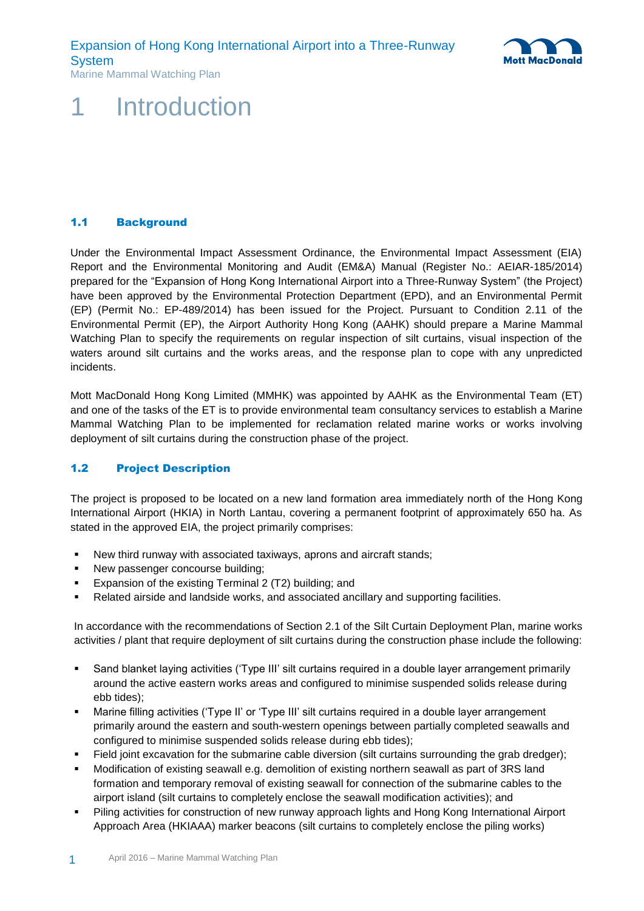# 1 Introduction

## 1.1 Background

Under the Environmental Impact Assessment Ordinance, the Environmental Impact Assessment (EIA) Report and the Environmental Monitoring and Audit (EM&A) Manual (Register No.: AEIAR-185/2014) prepared for the "Expansion of Hong Kong International Airport into a Three-Runway System" (the Project) have been approved by the Environmental Protection Department (EPD), and an Environmental Permit (EP) (Permit No.: EP-489/2014) has been issued for the Project. Pursuant to Condition 2.11 of the Environmental Permit (EP), the Airport Authority Hong Kong (AAHK) should prepare a Marine Mammal Watching Plan to specify the requirements on regular inspection of silt curtains, visual inspection of the waters around silt curtains and the works areas, and the response plan to cope with any unpredicted incidents.

Mott MacDonald Hong Kong Limited (MMHK) was appointed by AAHK as the Environmental Team (ET) and one of the tasks of the ET is to provide environmental team consultancy services to establish a Marine Mammal Watching Plan to be implemented for reclamation related marine works or works involving deployment of silt curtains during the construction phase of the project.

## 1.2 Project Description

The project is proposed to be located on a new land formation area immediately north of the Hong Kong International Airport (HKIA) in North Lantau, covering a permanent footprint of approximately 650 ha. As stated in the approved EIA, the project primarily comprises:

- New third runway with associated taxiways, aprons and aircraft stands;
- New passenger concourse building;
- Expansion of the existing Terminal 2 (T2) building; and
- Related airside and landside works, and associated ancillary and supporting facilities.

In accordance with the recommendations of Section 2.1 of the Silt Curtain Deployment Plan, marine works activities / plant that require deployment of silt curtains during the construction phase include the following:

- Sand blanket laying activities ('Type III' silt curtains required in a double layer arrangement primarily around the active eastern works areas and configured to minimise suspended solids release during ebb tides);
- Marine filling activities ('Type II' or 'Type III' silt curtains required in a double layer arrangement primarily around the eastern and south-western openings between partially completed seawalls and configured to minimise suspended solids release during ebb tides);
- Field joint excavation for the submarine cable diversion (silt curtains surrounding the grab dredger);
- Modification of existing seawall e.g. demolition of existing northern seawall as part of 3RS land formation and temporary removal of existing seawall for connection of the submarine cables to the airport island (silt curtains to completely enclose the seawall modification activities); and
- Piling activities for construction of new runway approach lights and Hong Kong International Airport Approach Area (HKIAAA) marker beacons (silt curtains to completely enclose the piling works)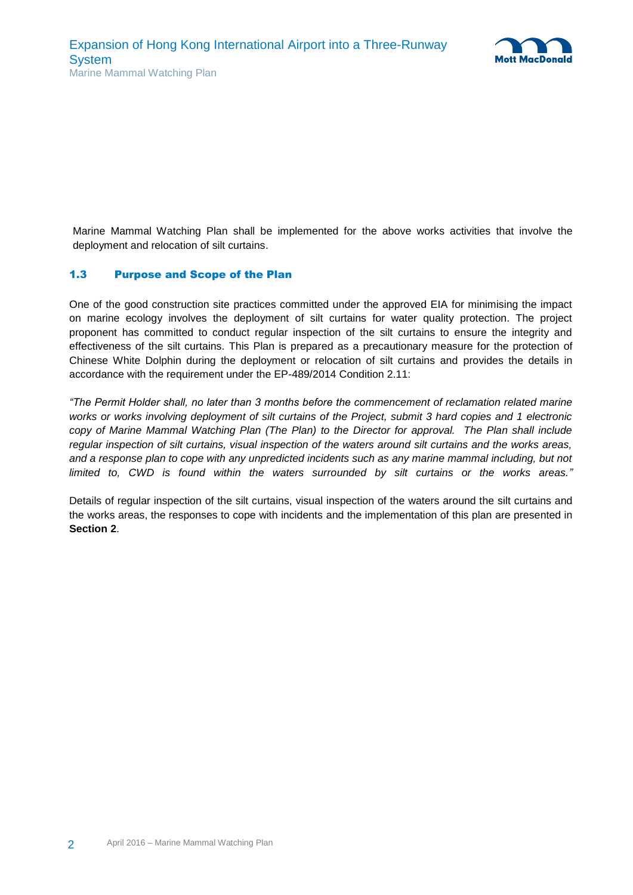Marine Mammal Watching Plan shall be implemented for the above works activities that involve the deployment and relocation of silt curtains.

### 1.3 Purpose and Scope of the Plan

One of the good construction site practices committed under the approved EIA for minimising the impact on marine ecology involves the deployment of silt curtains for water quality protection. The project proponent has committed to conduct regular inspection of the silt curtains to ensure the integrity and effectiveness of the silt curtains. This Plan is prepared as a precautionary measure for the protection of Chinese White Dolphin during the deployment or relocation of silt curtains and provides the details in accordance with the requirement under the EP-489/2014 Condition 2.11:

*"The Permit Holder shall, no later than 3 months before the commencement of reclamation related marine works or works involving deployment of silt curtains of the Project, submit 3 hard copies and 1 electronic copy of Marine Mammal Watching Plan (The Plan) to the Director for approval. The Plan shall include regular inspection of silt curtains, visual inspection of the waters around silt curtains and the works areas, and a response plan to cope with any unpredicted incidents such as any marine mammal including, but not limited to, CWD is found within the waters surrounded by silt curtains or the works areas."*

Details of regular inspection of the silt curtains, visual inspection of the waters around the silt curtains and the works areas, the responses to cope with incidents and the implementation of this plan are presented in **Section 2**.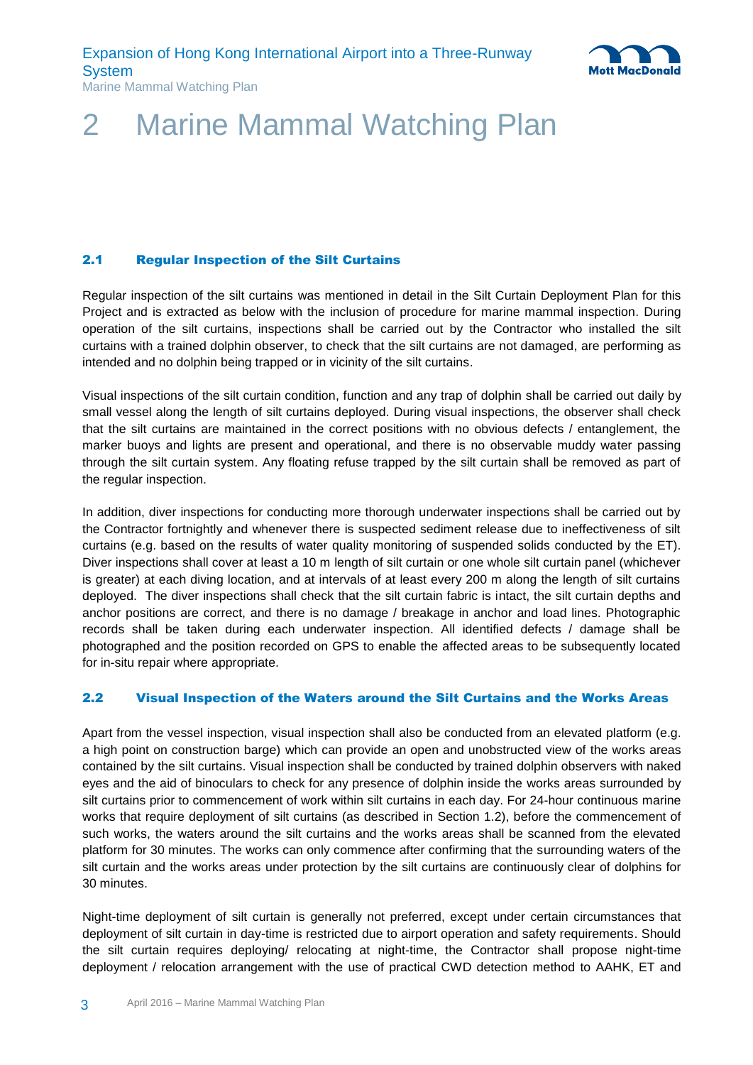# 2 Marine Mammal Watching Plan

## 2.1 Regular Inspection of the Silt Curtains

Regular inspection of the silt curtains was mentioned in detail in the Silt Curtain Deployment Plan for this Project and is extracted as below with the inclusion of procedure for marine mammal inspection. During operation of the silt curtains, inspections shall be carried out by the Contractor who installed the silt curtains with a trained dolphin observer, to check that the silt curtains are not damaged, are performing as intended and no dolphin being trapped or in vicinity of the silt curtains.

Visual inspections of the silt curtain condition, function and any trap of dolphin shall be carried out daily by small vessel along the length of silt curtains deployed. During visual inspections, the observer shall check that the silt curtains are maintained in the correct positions with no obvious defects / entanglement, the marker buoys and lights are present and operational, and there is no observable muddy water passing through the silt curtain system. Any floating refuse trapped by the silt curtain shall be removed as part of the regular inspection.

In addition, diver inspections for conducting more thorough underwater inspections shall be carried out by the Contractor fortnightly and whenever there is suspected sediment release due to ineffectiveness of silt curtains (e.g. based on the results of water quality monitoring of suspended solids conducted by the ET). Diver inspections shall cover at least a 10 m length of silt curtain or one whole silt curtain panel (whichever is greater) at each diving location, and at intervals of at least every 200 m along the length of silt curtains deployed. The diver inspections shall check that the silt curtain fabric is intact, the silt curtain depths and anchor positions are correct, and there is no damage / breakage in anchor and load lines. Photographic records shall be taken during each underwater inspection. All identified defects / damage shall be photographed and the position recorded on GPS to enable the affected areas to be subsequently located for in-situ repair where appropriate.

## 2.2 Visual Inspection of the Waters around the Silt Curtains and the Works Areas

Apart from the vessel inspection, visual inspection shall also be conducted from an elevated platform (e.g. a high point on construction barge) which can provide an open and unobstructed view of the works areas contained by the silt curtains. Visual inspection shall be conducted by trained dolphin observers with naked eyes and the aid of binoculars to check for any presence of dolphin inside the works areas surrounded by silt curtains prior to commencement of work within silt curtains in each day. For 24-hour continuous marine works that require deployment of silt curtains (as described in Section 1.2), before the commencement of such works, the waters around the silt curtains and the works areas shall be scanned from the elevated platform for 30 minutes. The works can only commence after confirming that the surrounding waters of the silt curtain and the works areas under protection by the silt curtains are continuously clear of dolphins for 30 minutes.

Night-time deployment of silt curtain is generally not preferred, except under certain circumstances that deployment of silt curtain in day-time is restricted due to airport operation and safety requirements. Should the silt curtain requires deploying/ relocating at night-time, the Contractor shall propose night-time deployment / relocation arrangement with the use of practical CWD detection method to AAHK, ET and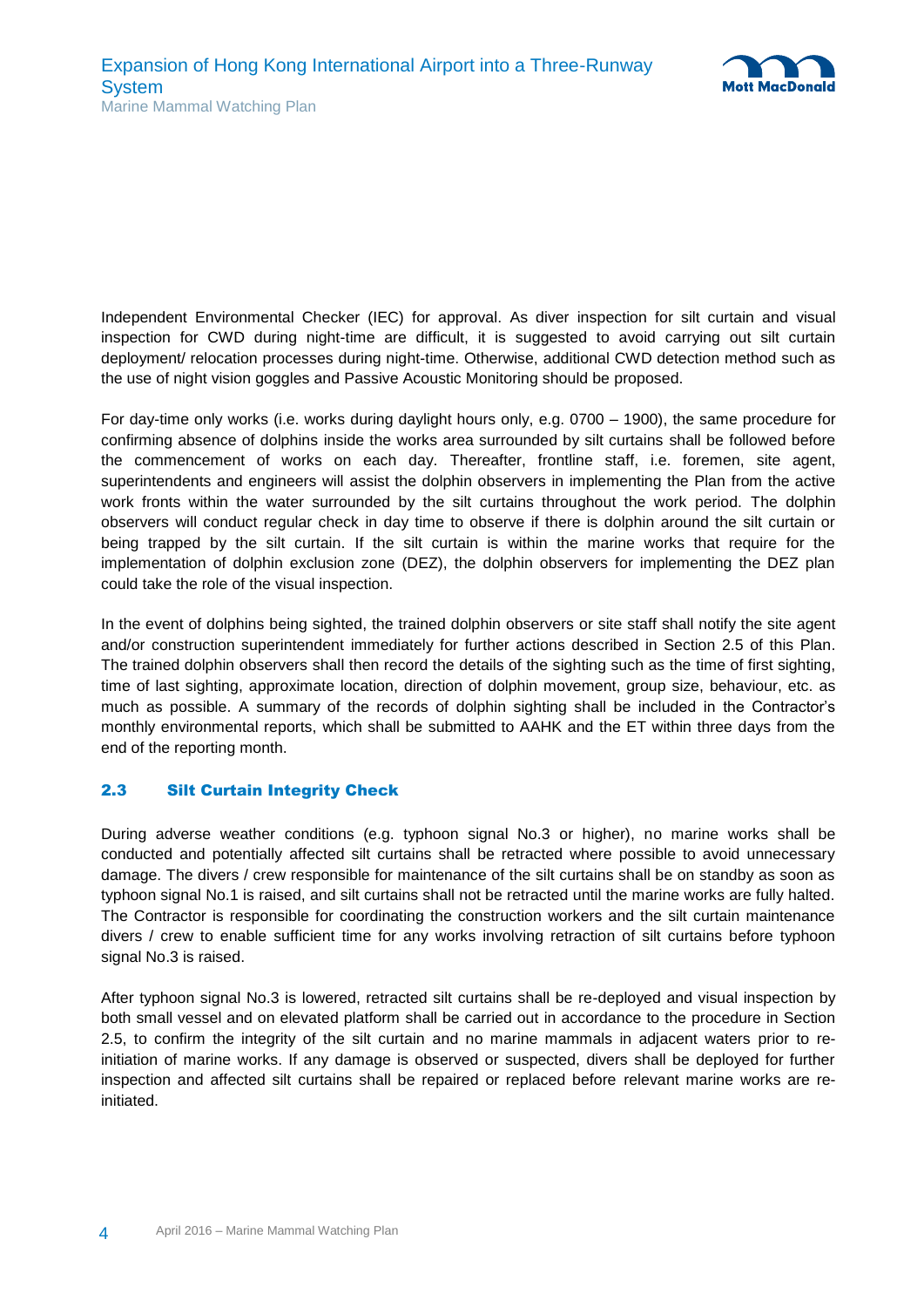Independent Environmental Checker (IEC) for approval. As diver inspection for silt curtain and visual inspection for CWD during night-time are difficult, it is suggested to avoid carrying out silt curtain deployment/ relocation processes during night-time. Otherwise, additional CWD detection method such as the use of night vision goggles and Passive Acoustic Monitoring should be proposed.

For day-time only works (i.e. works during daylight hours only, e.g. 0700 – 1900), the same procedure for confirming absence of dolphins inside the works area surrounded by silt curtains shall be followed before the commencement of works on each day. Thereafter, frontline staff, i.e. foremen, site agent, superintendents and engineers will assist the dolphin observers in implementing the Plan from the active work fronts within the water surrounded by the silt curtains throughout the work period. The dolphin observers will conduct regular check in day time to observe if there is dolphin around the silt curtain or being trapped by the silt curtain. If the silt curtain is within the marine works that require for the implementation of dolphin exclusion zone (DEZ), the dolphin observers for implementing the DEZ plan could take the role of the visual inspection.

In the event of dolphins being sighted, the trained dolphin observers or site staff shall notify the site agent and/or construction superintendent immediately for further actions described in Section 2.5 of this Plan. The trained dolphin observers shall then record the details of the sighting such as the time of first sighting, time of last sighting, approximate location, direction of dolphin movement, group size, behaviour, etc. as much as possible. A summary of the records of dolphin sighting shall be included in the Contractor's monthly environmental reports, which shall be submitted to AAHK and the ET within three days from the end of the reporting month.

### 2.3 Silt Curtain Integrity Check

During adverse weather conditions (e.g. typhoon signal No.3 or higher), no marine works shall be conducted and potentially affected silt curtains shall be retracted where possible to avoid unnecessary damage. The divers / crew responsible for maintenance of the silt curtains shall be on standby as soon as typhoon signal No.1 is raised, and silt curtains shall not be retracted until the marine works are fully halted. The Contractor is responsible for coordinating the construction workers and the silt curtain maintenance divers / crew to enable sufficient time for any works involving retraction of silt curtains before typhoon signal No.3 is raised.

After typhoon signal No.3 is lowered, retracted silt curtains shall be re-deployed and visual inspection by both small vessel and on elevated platform shall be carried out in accordance to the procedure in Section 2.5, to confirm the integrity of the silt curtain and no marine mammals in adjacent waters prior to re-initiation of marine works. If any damage is observed or suspected, divers shall be deployed for further inspection and affected silt curtains shall be repaired or replaced before relevant marine works are re-initiated.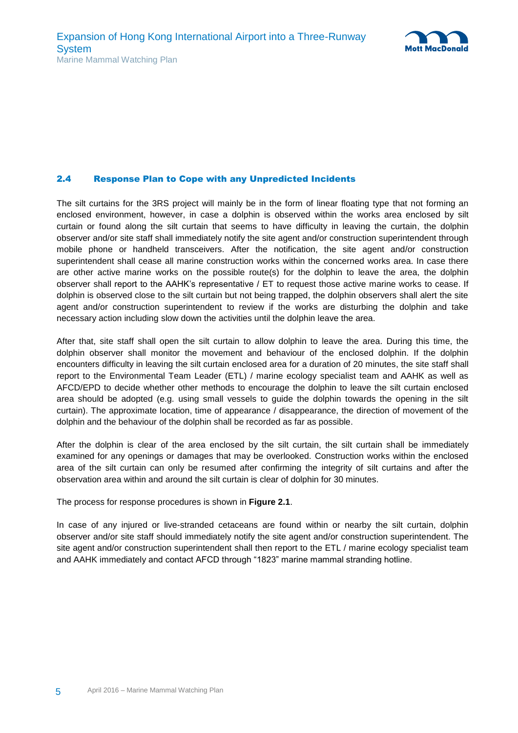## 2.4 Response Plan to Cope with any Unpredicted Incidents

The silt curtains for the 3RS project will mainly be in the form of linear floating type that not forming an enclosed environment, however, in case a dolphin is observed within the works area enclosed by silt curtain or found along the silt curtain that seems to have difficulty in leaving the curtain, the dolphin observer and/or site staff shall immediately notify the site agent and/or construction superintendent through mobile phone or handheld transceivers. After the notification, the site agent and/or construction superintendent shall cease all marine construction works within the concerned works area. In case there are other active marine works on the possible route(s) for the dolphin to leave the area, the dolphin observer shall report to the AAHK's representative / ET to request those active marine works to cease. If dolphin is observed close to the silt curtain but not being trapped, the dolphin observers shall alert the site agent and/or construction superintendent to review if the works are disturbing the dolphin and take necessary action including slow down the activities until the dolphin leave the area.

After that, site staff shall open the silt curtain to allow dolphin to leave the area. During this time, the dolphin observer shall monitor the movement and behaviour of the enclosed dolphin. If the dolphin encounters difficulty in leaving the silt curtain enclosed area for a duration of 20 minutes, the site staff shall report to the Environmental Team Leader (ETL) / marine ecology specialist team and AAHK as well as AFCD/EPD to decide whether other methods to encourage the dolphin to leave the silt curtain enclosed area should be adopted (e.g. using small vessels to guide the dolphin towards the opening in the silt curtain). The approximate location, time of appearance / disappearance, the direction of movement of the dolphin and the behaviour of the dolphin shall be recorded as far as possible.

After the dolphin is clear of the area enclosed by the silt curtain, the silt curtain shall be immediately examined for any openings or damages that may be overlooked. Construction works within the enclosed area of the silt curtain can only be resumed after confirming the integrity of silt curtains and after the observation area within and around the silt curtain is clear of dolphin for 30 minutes.

The process for response procedures is shown in **Figure 2.1**.

In case of any injured or live-stranded cetaceans are found within or nearby the silt curtain, dolphin observer and/or site staff should immediately notify the site agent and/or construction superintendent. The site agent and/or construction superintendent shall then report to the ETL / marine ecology specialist team and AAHK immediately and contact AFCD through "1823" marine mammal stranding hotline.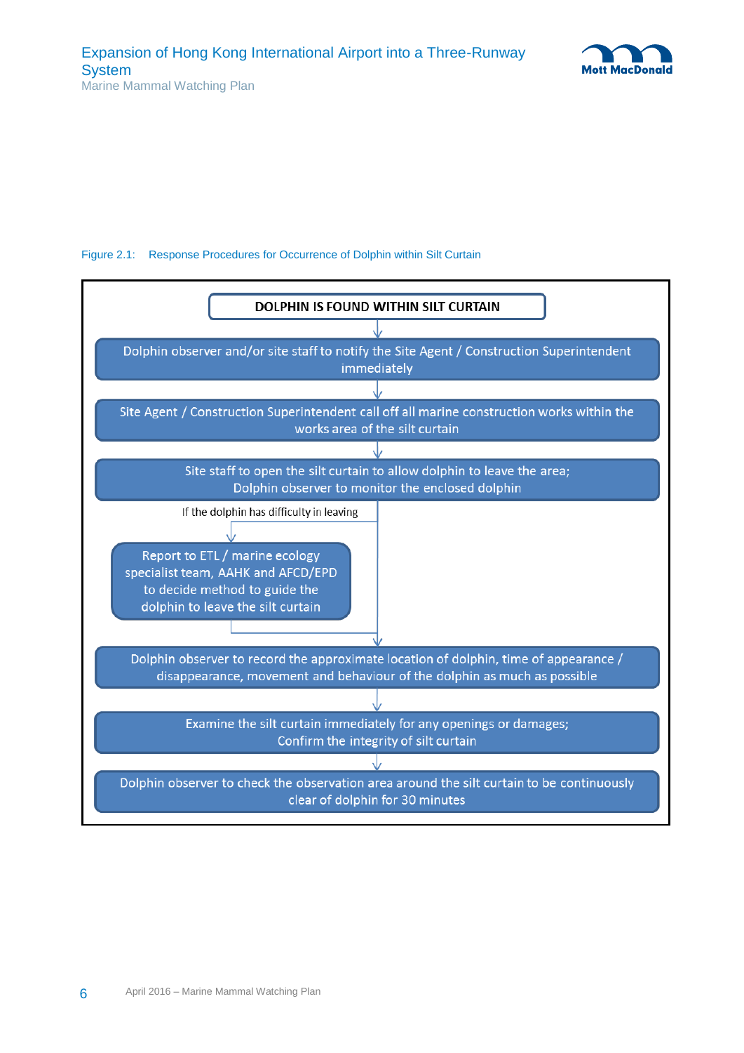Figure 2.1: Response Procedures for Occurrence of Dolphin within Silt Curtain

**DOLPHIN IS FOUND WITHIN SILT CURTAIN**

↓

Dolphin observer and/or site staff to notify the Site Agent / Construction Superintendent immediately

↓

Site Agent / Construction Superintendent call off all marine construction works within the works area of the silt curtain

↓

Site staff to open the silt curtain to allow dolphin to leave the area; Dolphin observer to monitor the enclosed dolphin

↓

If the dolphin has difficulty in leaving → Report to ETL / marine ecology specialist team, AAHK and AFCD/EPD to decide method to guide the dolphin to leave the silt curtain

↓

Dolphin observer to record the approximate location of dolphin, time of appearance / disappearance, movement and behaviour of the dolphin as much as possible

↓

Examine the silt curtain immediately for any openings or damages; Confirm the integrity of silt curtain

↓

Dolphin observer to check the observation area around the silt curtain to be continuously clear of dolphin for 30 minutes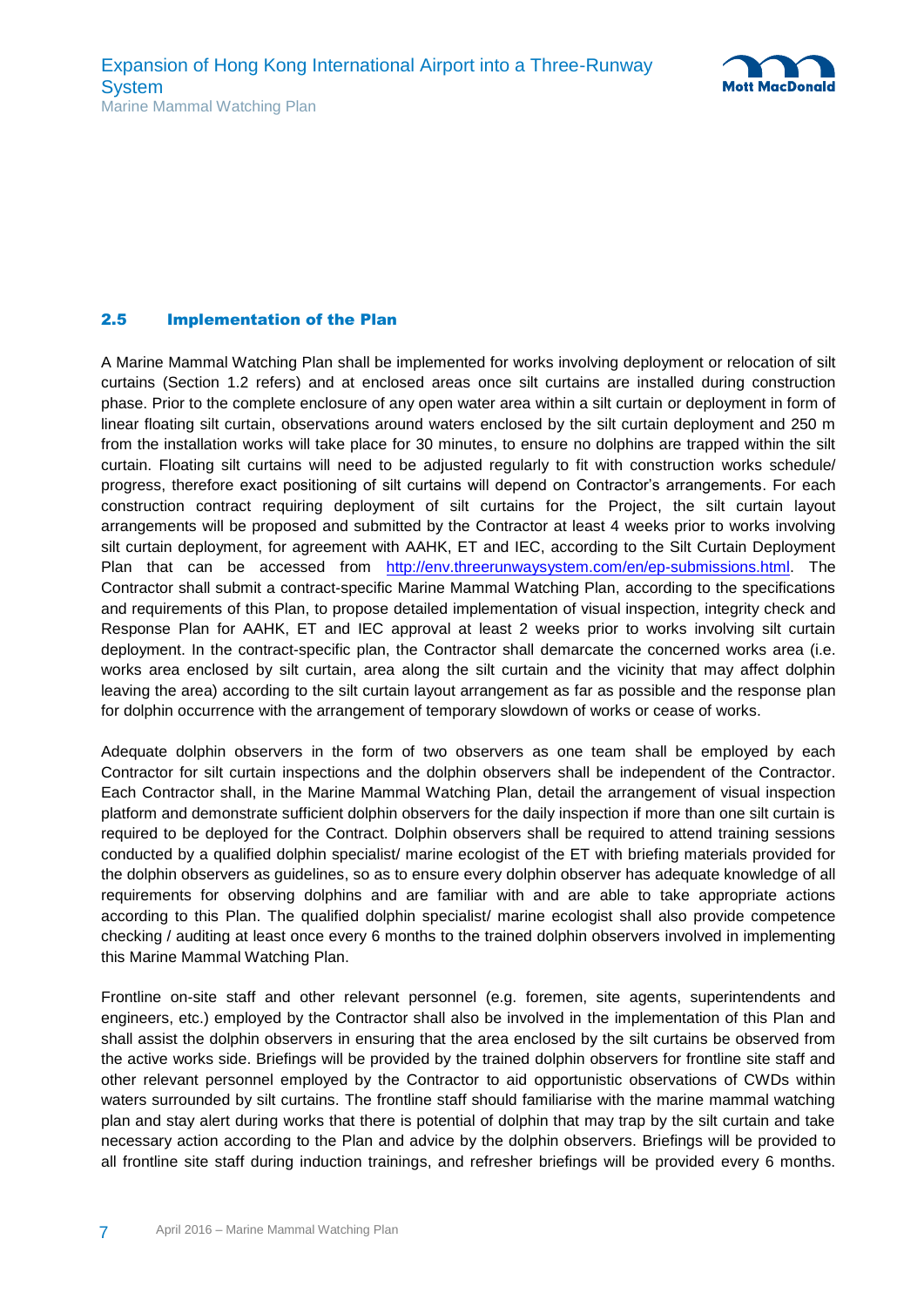## 2.5 Implementation of the Plan

A Marine Mammal Watching Plan shall be implemented for works involving deployment or relocation of silt curtains (Section 1.2 refers) and at enclosed areas once silt curtains are installed during construction phase. Prior to the complete enclosure of any open water area within a silt curtain or deployment in form of linear floating silt curtain, observations around waters enclosed by the silt curtain deployment and 250 m from the installation works will take place for 30 minutes, to ensure no dolphins are trapped within the silt curtain. Floating silt curtains will need to be adjusted regularly to fit with construction works schedule/ progress, therefore exact positioning of silt curtains will depend on Contractor's arrangements. For each construction contract requiring deployment of silt curtains for the Project, the silt curtain layout arrangements will be proposed and submitted by the Contractor at least 4 weeks prior to works involving silt curtain deployment, for agreement with AAHK, ET and IEC, according to the Silt Curtain Deployment Plan that can be accessed from http://env.threerunwaysystem.com/en/ep-submissions.html. The Contractor shall submit a contract-specific Marine Mammal Watching Plan, according to the specifications and requirements of this Plan, to propose detailed implementation of visual inspection, integrity check and Response Plan for AAHK, ET and IEC approval at least 2 weeks prior to works involving silt curtain deployment. In the contract-specific plan, the Contractor shall demarcate the concerned works area (i.e. works area enclosed by silt curtain, area along the silt curtain and the vicinity that may affect dolphin leaving the area) according to the silt curtain layout arrangement as far as possible and the response plan for dolphin occurrence with the arrangement of temporary slowdown of works or cease of works.

Adequate dolphin observers in the form of two observers as one team shall be employed by each Contractor for silt curtain inspections and the dolphin observers shall be independent of the Contractor. Each Contractor shall, in the Marine Mammal Watching Plan, detail the arrangement of visual inspection platform and demonstrate sufficient dolphin observers for the daily inspection if more than one silt curtain is required to be deployed for the Contract. Dolphin observers shall be required to attend training sessions conducted by a qualified dolphin specialist/ marine ecologist of the ET with briefing materials provided for the dolphin observers as guidelines, so as to ensure every dolphin observer has adequate knowledge of all requirements for observing dolphins and are familiar with and are able to take appropriate actions according to this Plan. The qualified dolphin specialist/ marine ecologist shall also provide competence checking / auditing at least once every 6 months to the trained dolphin observers involved in implementing this Marine Mammal Watching Plan.

Frontline on-site staff and other relevant personnel (e.g. foremen, site agents, superintendents and engineers, etc.) employed by the Contractor shall also be involved in the implementation of this Plan and shall assist the dolphin observers in ensuring that the area enclosed by the silt curtains be observed from the active works side. Briefings will be provided by the trained dolphin observers for frontline site staff and other relevant personnel employed by the Contractor to aid opportunistic observations of CWDs within waters surrounded by silt curtains. The frontline staff should familiarise with the marine mammal watching plan and stay alert during works that there is potential of dolphin that may trap by the silt curtain and take necessary action according to the Plan and advice by the dolphin observers. Briefings will be provided to all frontline site staff during induction trainings, and refresher briefings will be provided every 6 months.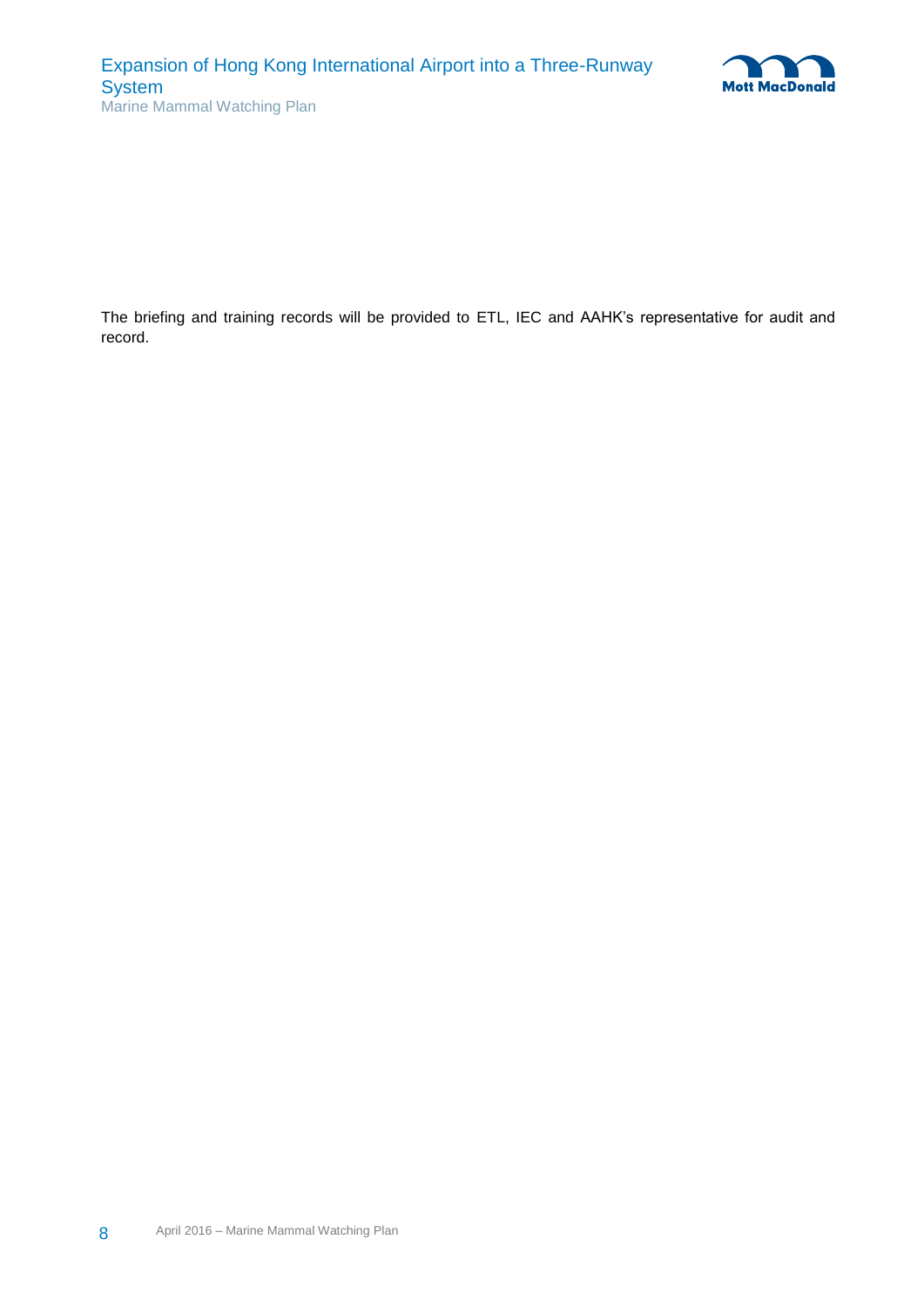The briefing and training records will be provided to ETL, IEC and AAHK's representative for audit and record.